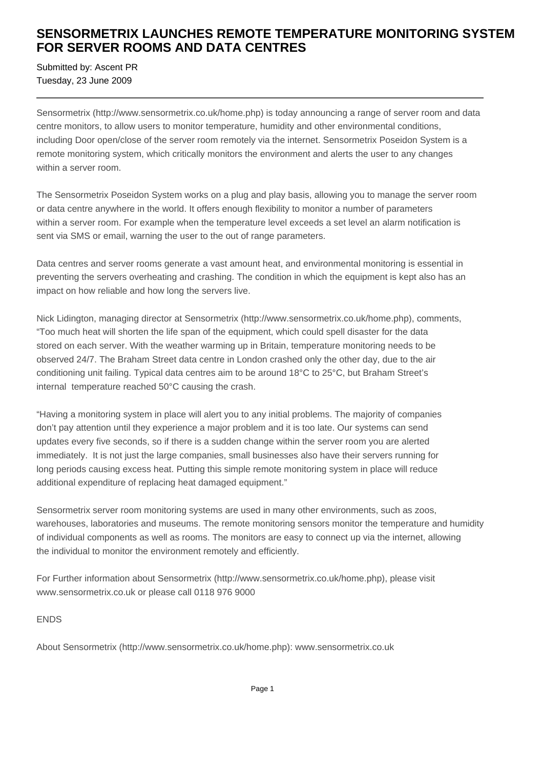# SENSORMETRIX LAUNCHES REMOTE TEMPERATURE MONITORING SYSTEM FOR SERVER ROOMS AND DATA CENTRES

Submitted by: Ascent PR
Tuesday, 23 June 2009

---

Sensormetrix (http://www.sensormetrix.co.uk/home.php) is today announcing a range of server room and data centre monitors, to allow users to monitor temperature, humidity and other environmental conditions, including Door open/close of the server room remotely via the internet. Sensormetrix Poseidon System is a remote monitoring system, which critically monitors the environment and alerts the user to any changes within a server room.

The Sensormetrix Poseidon System works on a plug and play basis, allowing you to manage the server room or data centre anywhere in the world. It offers enough flexibility to monitor a number of parameters within a server room. For example when the temperature level exceeds a set level an alarm notification is sent via SMS or email, warning the user to the out of range parameters.

Data centres and server rooms generate a vast amount heat, and environmental monitoring is essential in preventing the servers overheating and crashing. The condition in which the equipment is kept also has an impact on how reliable and how long the servers live.

Nick Lidington, managing director at Sensormetrix (http://www.sensormetrix.co.uk/home.php), comments, "Too much heat will shorten the life span of the equipment, which could spell disaster for the data stored on each server. With the weather warming up in Britain, temperature monitoring needs to be observed 24/7. The Braham Street data centre in London crashed only the other day, due to the air conditioning unit failing. Typical data centres aim to be around 18°C to 25°C, but Braham Street's internal temperature reached 50°C causing the crash.

"Having a monitoring system in place will alert you to any initial problems. The majority of companies don't pay attention until they experience a major problem and it is too late. Our systems can send updates every five seconds, so if there is a sudden change within the server room you are alerted immediately. It is not just the large companies, small businesses also have their servers running for long periods causing excess heat. Putting this simple remote monitoring system in place will reduce additional expenditure of replacing heat damaged equipment."

Sensormetrix server room monitoring systems are used in many other environments, such as zoos, warehouses, laboratories and museums. The remote monitoring sensors monitor the temperature and humidity of individual components as well as rooms. The monitors are easy to connect up via the internet, allowing the individual to monitor the environment remotely and efficiently.

For Further information about Sensormetrix (http://www.sensormetrix.co.uk/home.php), please visit www.sensormetrix.co.uk or please call 0118 976 9000

ENDS

About Sensormetrix (http://www.sensormetrix.co.uk/home.php): www.sensormetrix.co.uk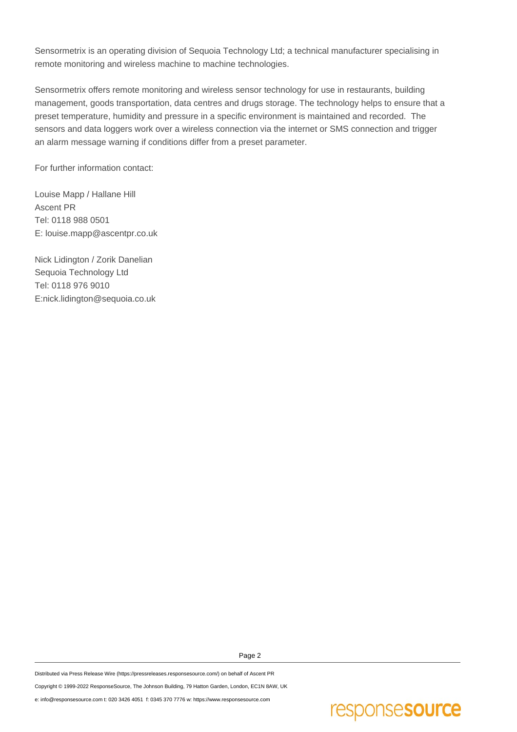Sensormetrix is an operating division of Sequoia Technology Ltd; a technical manufacturer specialising in remote monitoring and wireless machine to machine technologies.

Sensormetrix offers remote monitoring and wireless sensor technology for use in restaurants, building management, goods transportation, data centres and drugs storage. The technology helps to ensure that a preset temperature, humidity and pressure in a specific environment is maintained and recorded. The sensors and data loggers work over a wireless connection via the internet or SMS connection and trigger an alarm message warning if conditions differ from a preset parameter.

For further information contact:

Louise Mapp / Hallane Hill
Ascent PR
Tel: 0118 988 0501
E: louise.mapp@ascentpr.co.uk

Nick Lidington / Zorik Danelian
Sequoia Technology Ltd
Tel: 0118 976 9010
E:nick.lidington@sequoia.co.uk